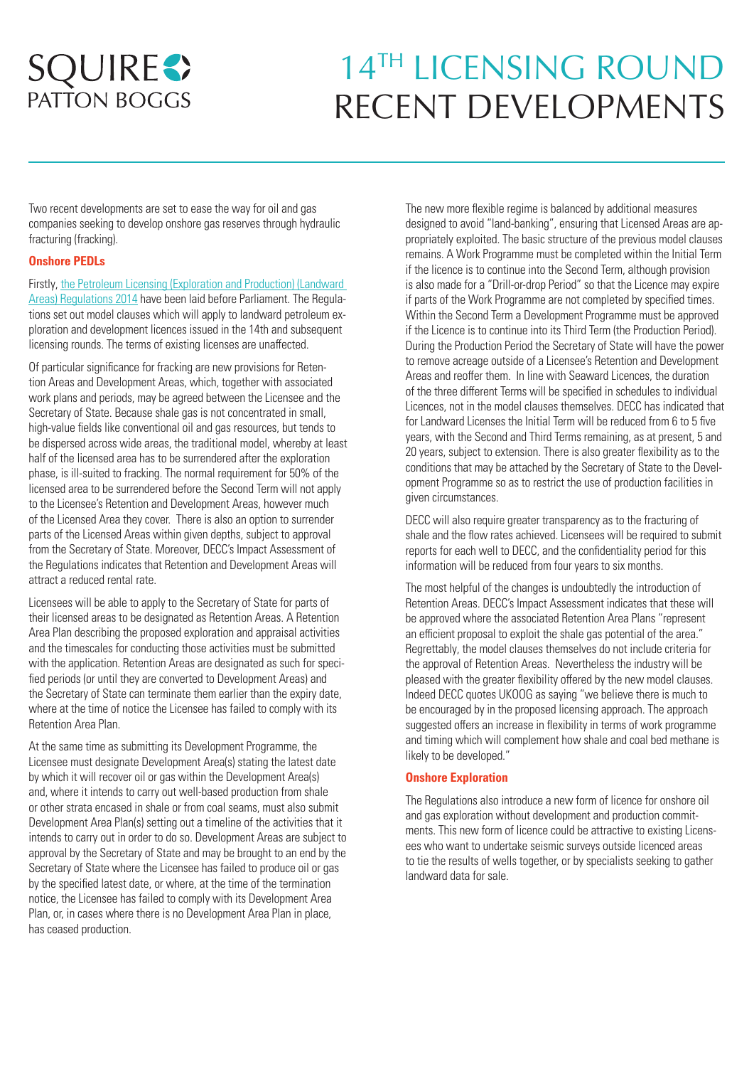SQUIRE PATTON BOGGS

# 14[TH] LICENSING ROUND RECENT DEVELOPMENTS

Two recent developments are set to ease the way for oil and gas companies seeking to develop onshore gas reserves through hydraulic fracturing (fracking).

## Onshore PEDLs

Firstly, the Petroleum Licensing (Exploration and Production) (Landward Areas) Regulations 2014 have been laid before Parliament. The Regulations set out model clauses which will apply to landward petroleum exploration and development licences issued in the 14th and subsequent licensing rounds. The terms of existing licenses are unaffected.

Of particular significance for fracking are new provisions for Retention Areas and Development Areas, which, together with associated work plans and periods, may be agreed between the Licensee and the Secretary of State. Because shale gas is not concentrated in small, high-value fields like conventional oil and gas resources, but tends to be dispersed across wide areas, the traditional model, whereby at least half of the licensed area has to be surrendered after the exploration phase, is ill-suited to fracking. The normal requirement for 50% of the licensed area to be surrendered before the Second Term will not apply to the Licensee's Retention and Development Areas, however much of the Licensed Area they cover. There is also an option to surrender parts of the Licensed Areas within given depths, subject to approval from the Secretary of State. Moreover, DECC's Impact Assessment of the Regulations indicates that Retention and Development Areas will attract a reduced rental rate.

Licensees will be able to apply to the Secretary of State for parts of their licensed areas to be designated as Retention Areas. A Retention Area Plan describing the proposed exploration and appraisal activities and the timescales for conducting those activities must be submitted with the application. Retention Areas are designated as such for specified periods (or until they are converted to Development Areas) and the Secretary of State can terminate them earlier than the expiry date, where at the time of notice the Licensee has failed to comply with its Retention Area Plan.

At the same time as submitting its Development Programme, the Licensee must designate Development Area(s) stating the latest date by which it will recover oil or gas within the Development Area(s) and, where it intends to carry out well-based production from shale or other strata encased in shale or from coal seams, must also submit Development Area Plan(s) setting out a timeline of the activities that it intends to carry out in order to do so. Development Areas are subject to approval by the Secretary of State and may be brought to an end by the Secretary of State where the Licensee has failed to produce oil or gas by the specified latest date, or where, at the time of the termination notice, the Licensee has failed to comply with its Development Area Plan, or, in cases where there is no Development Area Plan in place, has ceased production.

The new more flexible regime is balanced by additional measures designed to avoid "land-banking", ensuring that Licensed Areas are appropriately exploited. The basic structure of the previous model clauses remains. A Work Programme must be completed within the Initial Term if the licence is to continue into the Second Term, although provision is also made for a "Drill-or-drop Period" so that the Licence may expire if parts of the Work Programme are not completed by specified times. Within the Second Term a Development Programme must be approved if the Licence is to continue into its Third Term (the Production Period). During the Production Period the Secretary of State will have the power to remove acreage outside of a Licensee's Retention and Development Areas and reoffer them. In line with Seaward Licences, the duration of the three different Terms will be specified in schedules to individual Licences, not in the model clauses themselves. DECC has indicated that for Landward Licenses the Initial Term will be reduced from 6 to 5 five years, with the Second and Third Terms remaining, as at present, 5 and 20 years, subject to extension. There is also greater flexibility as to the conditions that may be attached by the Secretary of State to the Development Programme so as to restrict the use of production facilities in given circumstances.

DECC will also require greater transparency as to the fracturing of shale and the flow rates achieved. Licensees will be required to submit reports for each well to DECC, and the confidentiality period for this information will be reduced from four years to six months.

The most helpful of the changes is undoubtedly the introduction of Retention Areas. DECC's Impact Assessment indicates that these will be approved where the associated Retention Area Plans "represent an efficient proposal to exploit the shale gas potential of the area." Regrettably, the model clauses themselves do not include criteria for the approval of Retention Areas. Nevertheless the industry will be pleased with the greater flexibility offered by the new model clauses. Indeed DECC quotes UKOOG as saying "we believe there is much to be encouraged by in the proposed licensing approach. The approach suggested offers an increase in flexibility in terms of work programme and timing which will complement how shale and coal bed methane is likely to be developed."

## Onshore Exploration

The Regulations also introduce a new form of licence for onshore oil and gas exploration without development and production commitments. This new form of licence could be attractive to existing Licensees who want to undertake seismic surveys outside licenced areas to tie the results of wells together, or by specialists seeking to gather landward data for sale.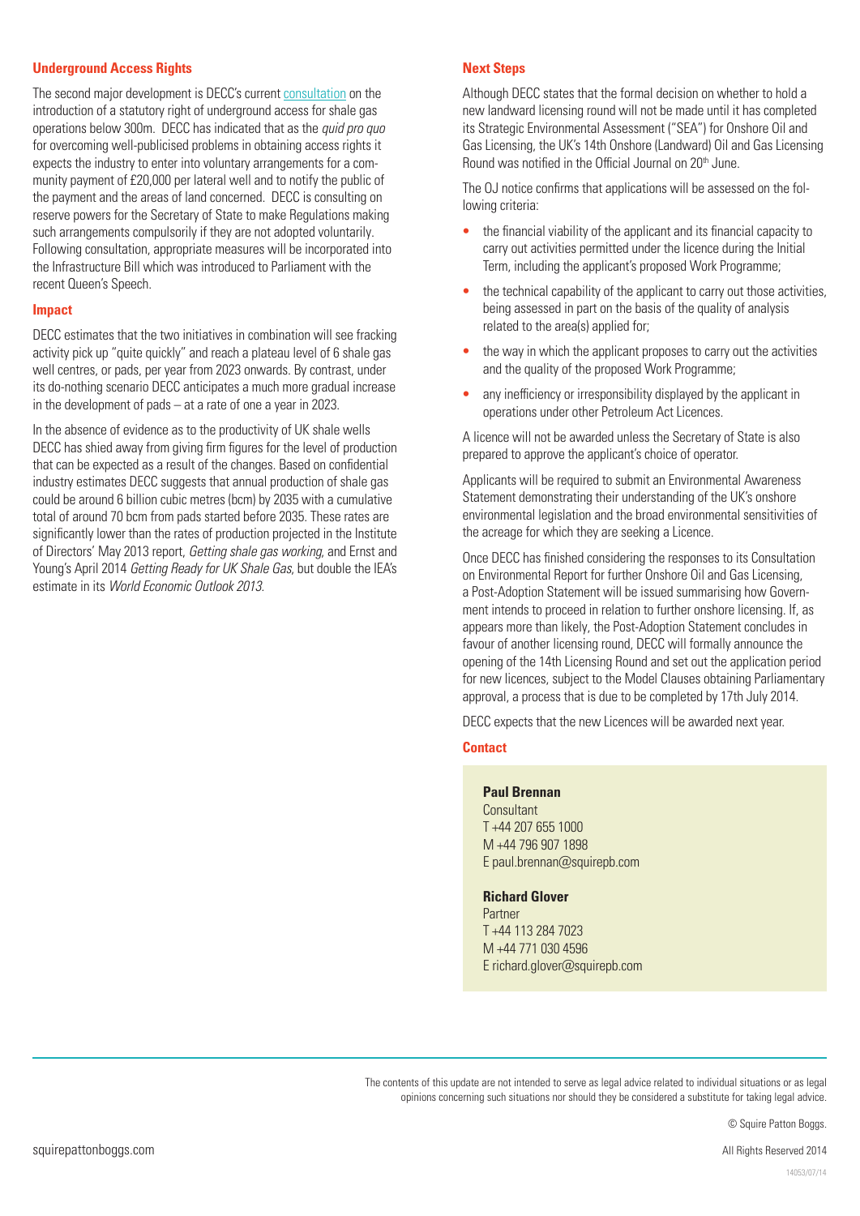## Underground Access Rights

The second major development is DECC's current consultation on the introduction of a statutory right of underground access for shale gas operations below 300m. DECC has indicated that as the *quid pro quo* for overcoming well-publicised problems in obtaining access rights it expects the industry to enter into voluntary arrangements for a community payment of £20,000 per lateral well and to notify the public of the payment and the areas of land concerned. DECC is consulting on reserve powers for the Secretary of State to make Regulations making such arrangements compulsorily if they are not adopted voluntarily. Following consultation, appropriate measures will be incorporated into the Infrastructure Bill which was introduced to Parliament with the recent Queen's Speech.

## Impact

DECC estimates that the two initiatives in combination will see fracking activity pick up "quite quickly" and reach a plateau level of 6 shale gas well centres, or pads, per year from 2023 onwards. By contrast, under its do-nothing scenario DECC anticipates a much more gradual increase in the development of pads – at a rate of one a year in 2023.

In the absence of evidence as to the productivity of UK shale wells DECC has shied away from giving firm figures for the level of production that can be expected as a result of the changes. Based on confidential industry estimates DECC suggests that annual production of shale gas could be around 6 billion cubic metres (bcm) by 2035 with a cumulative total of around 70 bcm from pads started before 2035. These rates are significantly lower than the rates of production projected in the Institute of Directors' May 2013 report, *Getting shale gas working*, and Ernst and Young's April 2014 *Getting Ready for UK Shale Gas*, but double the IEA's estimate in its *World Economic Outlook 2013*.

## Next Steps

Although DECC states that the formal decision on whether to hold a new landward licensing round will not be made until it has completed its Strategic Environmental Assessment ("SEA") for Onshore Oil and Gas Licensing, the UK's 14th Onshore (Landward) Oil and Gas Licensing Round was notified in the Official Journal on 20th June.

The OJ notice confirms that applications will be assessed on the following criteria:

- the financial viability of the applicant and its financial capacity to carry out activities permitted under the licence during the Initial Term, including the applicant's proposed Work Programme;
- the technical capability of the applicant to carry out those activities, being assessed in part on the basis of the quality of analysis related to the area(s) applied for;
- the way in which the applicant proposes to carry out the activities and the quality of the proposed Work Programme;
- any inefficiency or irresponsibility displayed by the applicant in operations under other Petroleum Act Licences.

A licence will not be awarded unless the Secretary of State is also prepared to approve the applicant's choice of operator.

Applicants will be required to submit an Environmental Awareness Statement demonstrating their understanding of the UK's onshore environmental legislation and the broad environmental sensitivities of the acreage for which they are seeking a Licence.

Once DECC has finished considering the responses to its Consultation on Environmental Report for further Onshore Oil and Gas Licensing, a Post-Adoption Statement will be issued summarising how Government intends to proceed in relation to further onshore licensing. If, as appears more than likely, the Post-Adoption Statement concludes in favour of another licensing round, DECC will formally announce the opening of the 14th Licensing Round and set out the application period for new licences, subject to the Model Clauses obtaining Parliamentary approval, a process that is due to be completed by 17th July 2014.

DECC expects that the new Licences will be awarded next year.

## Contact

**Paul Brennan**
Consultant
T +44 207 655 1000
M +44 796 907 1898
E paul.brennan@squirepb.com

**Richard Glover**
Partner
T +44 113 284 7023
M +44 771 030 4596
E richard.glover@squirepb.com

The contents of this update are not intended to serve as legal advice related to individual situations or as legal opinions concerning such situations nor should they be considered a substitute for taking legal advice.

© Squire Patton Boggs.

All Rights Reserved 2014

squirepattonboggs.com

14053/07/14